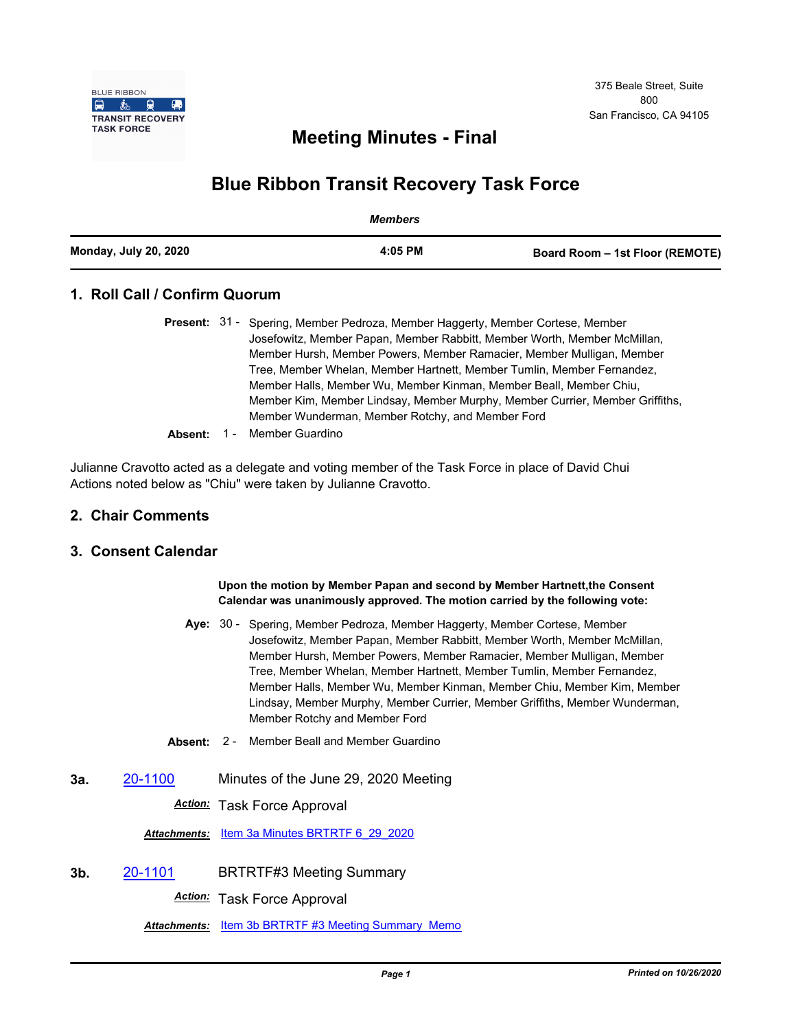BLUE RIBBON TRANSIT RECOVERY TASK FORCE

375 Beale Street, Suite 800
San Francisco, CA 94105

# Meeting Minutes - Final

# Blue Ribbon Transit Recovery Task Force

*Members*

**Monday, July 20, 2020** | **4:05 PM** | **Board Room – 1st Floor (REMOTE)**

## 1. Roll Call / Confirm Quorum

**Present:** 31 - Spering, Member Pedroza, Member Haggerty, Member Cortese, Member Josefowitz, Member Papan, Member Rabbitt, Member Worth, Member McMillan, Member Hursh, Member Powers, Member Ramacier, Member Mulligan, Member Tree, Member Whelan, Member Hartnett, Member Tumlin, Member Fernandez, Member Halls, Member Wu, Member Kinman, Member Beall, Member Chiu, Member Kim, Member Lindsay, Member Murphy, Member Currier, Member Griffiths, Member Wunderman, Member Rotchy, and Member Ford

**Absent:** 1 - Member Guardino

Julianne Cravotto acted as a delegate and voting member of the Task Force in place of David Chui
Actions noted below as "Chiu" were taken by Julianne Cravotto.

## 2. Chair Comments

## 3. Consent Calendar

**Upon the motion by Member Papan and second by Member Hartnett,the Consent Calendar was unanimously approved. The motion carried by the following vote:**

**Aye:** 30 - Spering, Member Pedroza, Member Haggerty, Member Cortese, Member Josefowitz, Member Papan, Member Rabbitt, Member Worth, Member McMillan, Member Hursh, Member Powers, Member Ramacier, Member Mulligan, Member Tree, Member Whelan, Member Hartnett, Member Tumlin, Member Fernandez, Member Halls, Member Wu, Member Kinman, Member Chiu, Member Kim, Member Lindsay, Member Murphy, Member Currier, Member Griffiths, Member Wunderman, Member Rotchy and Member Ford

**Absent:** 2 - Member Beall and Member Guardino

**3a.** 20-1100 Minutes of the June 29, 2020 Meeting

***Action:*** Task Force Approval

***Attachments:*** Item 3a Minutes BRTRTF 6_29_2020

**3b.** 20-1101 BRTRTF#3 Meeting Summary

***Action:*** Task Force Approval

***Attachments:*** Item 3b BRTRTF #3 Meeting Summary_Memo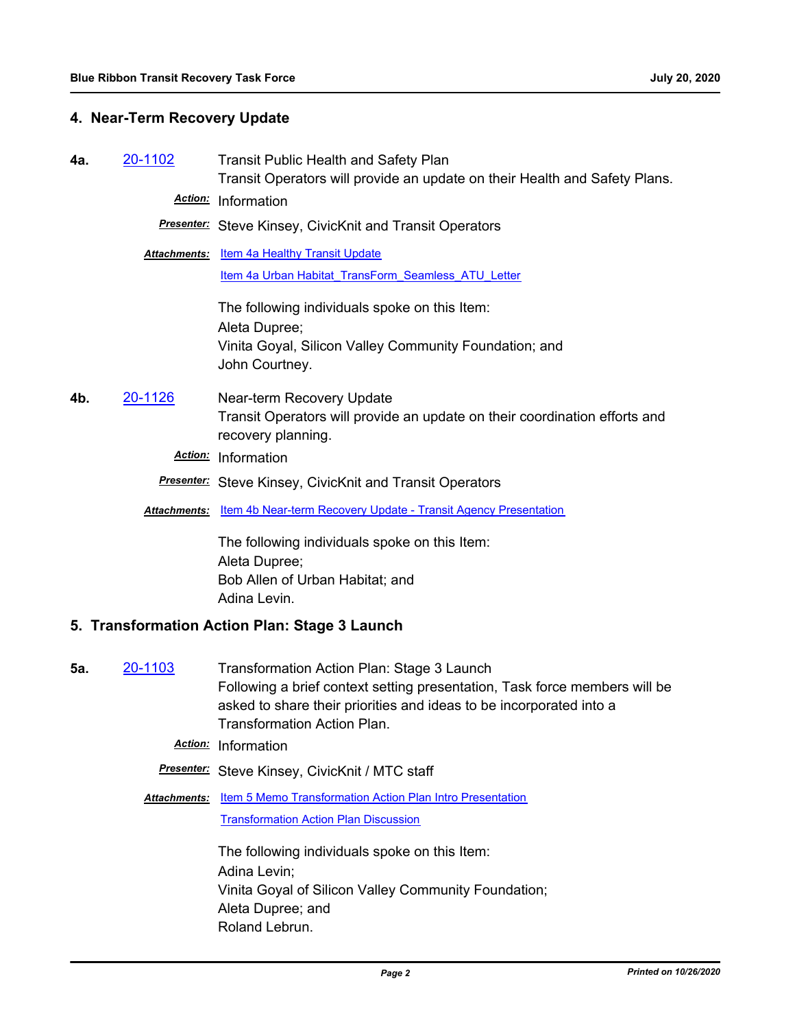## 4. Near-Term Recovery Update

**4a.** 20-1102 Transit Public Health and Safety Plan

Transit Operators will provide an update on their Health and Safety Plans.

***Action:*** Information

***Presenter:*** Steve Kinsey, CivicKnit and Transit Operators

***Attachments:*** Item 4a Healthy Transit Update

Item 4a Urban Habitat_TransForm_Seamless_ATU_Letter

The following individuals spoke on this Item:
Aleta Dupree;
Vinita Goyal, Silicon Valley Community Foundation; and
John Courtney.

**4b.** 20-1126 Near-term Recovery Update

Transit Operators will provide an update on their coordination efforts and recovery planning.

***Action:*** Information

***Presenter:*** Steve Kinsey, CivicKnit and Transit Operators

***Attachments:*** Item 4b Near-term Recovery Update - Transit Agency Presentation

The following individuals spoke on this Item:
Aleta Dupree;
Bob Allen of Urban Habitat; and
Adina Levin.

## 5. Transformation Action Plan: Stage 3 Launch

**5a.** 20-1103 Transformation Action Plan: Stage 3 Launch

Following a brief context setting presentation, Task force members will be asked to share their priorities and ideas to be incorporated into a Transformation Action Plan.

***Action:*** Information

***Presenter:*** Steve Kinsey, CivicKnit / MTC staff

***Attachments:*** Item 5 Memo Transformation Action Plan Intro Presentation

Transformation Action Plan Discussion

The following individuals spoke on this Item:
Adina Levin;
Vinita Goyal of Silicon Valley Community Foundation;
Aleta Dupree; and
Roland Lebrun.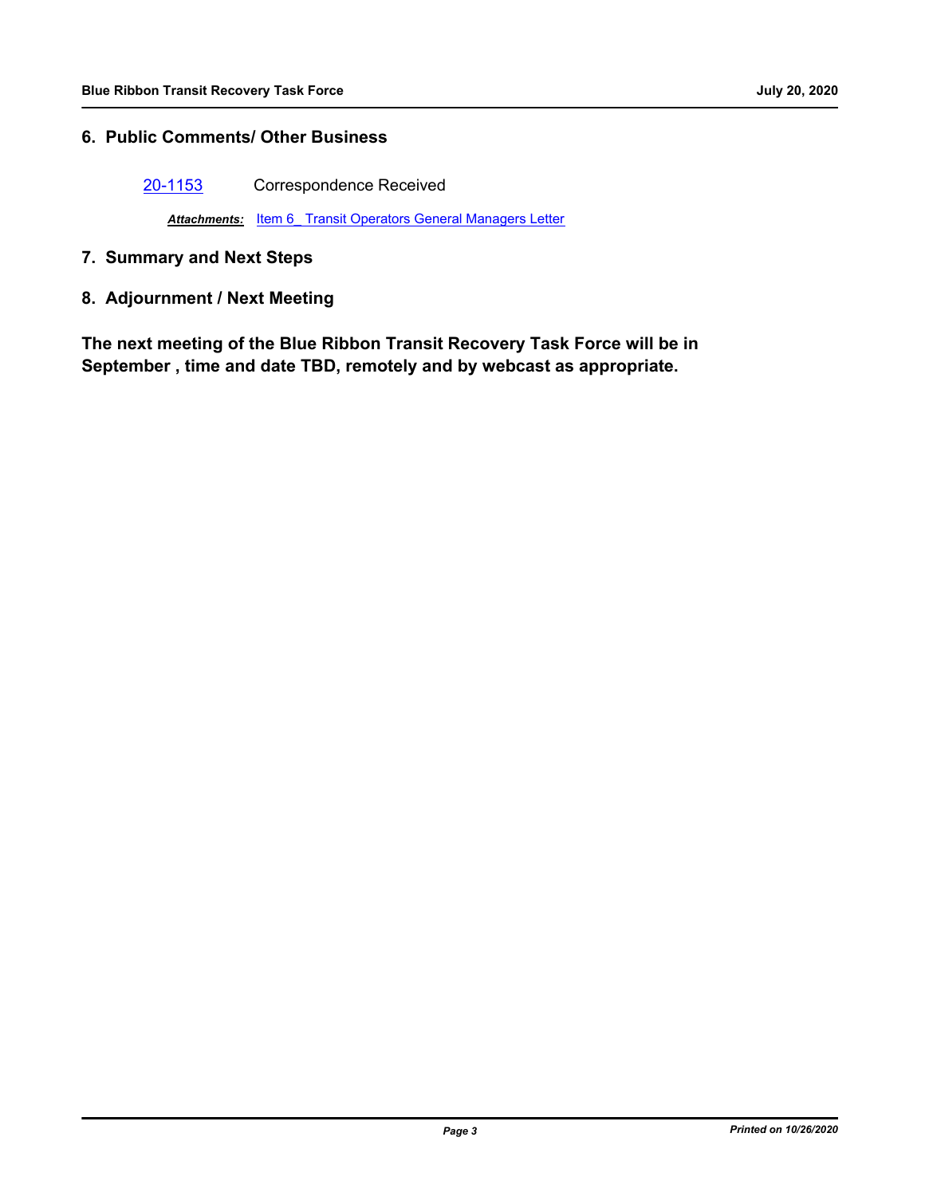## 6. Public Comments/ Other Business

20-1153 Correspondence Received

***Attachments:*** Item 6_ Transit Operators General Managers Letter

## 7. Summary and Next Steps

## 8. Adjournment / Next Meeting

**The next meeting of the Blue Ribbon Transit Recovery Task Force will be in September , time and date TBD, remotely and by webcast as appropriate.**